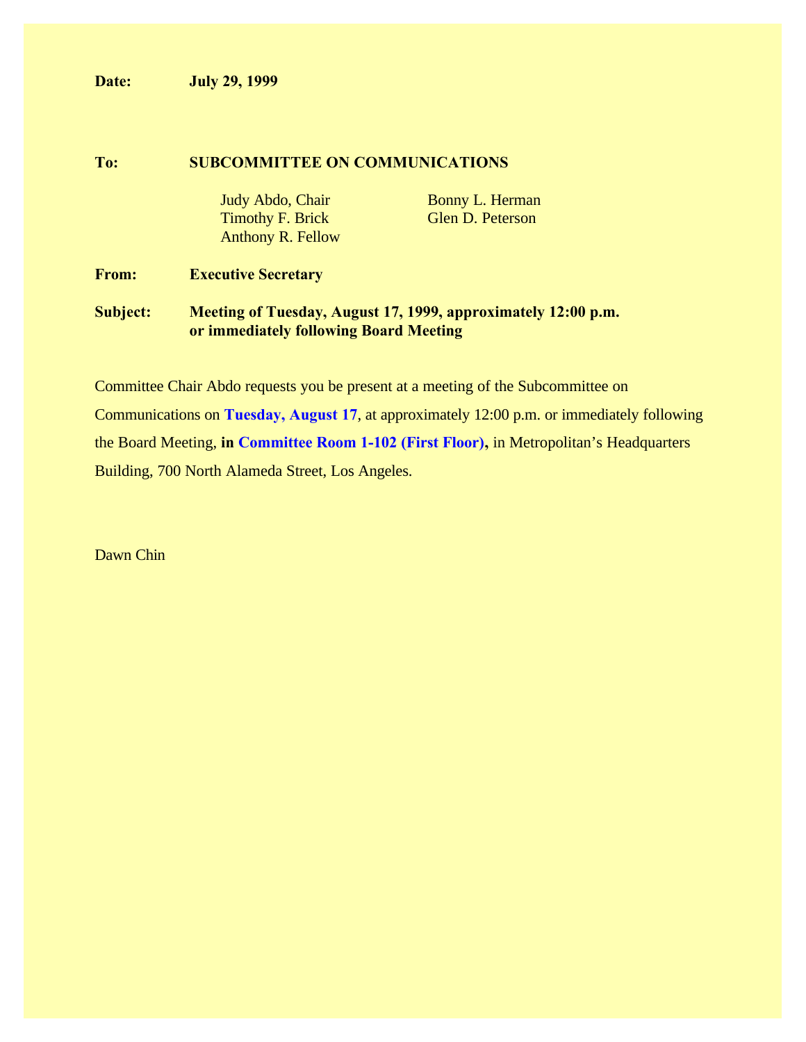**Date:** **July 29, 1999**

**To:** **SUBCOMMITTEE ON COMMUNICATIONS**

Judy Abdo, Chair
Timothy F. Brick
Anthony R. Fellow
Bonny L. Herman
Glen D. Peterson

**From:** **Executive Secretary**

**Subject:** **Meeting of Tuesday, August 17, 1999, approximately 12:00 p.m. or immediately following Board Meeting**

Committee Chair Abdo requests you be present at a meeting of the Subcommittee on Communications on **Tuesday, August 17**, at approximately 12:00 p.m. or immediately following the Board Meeting, **in Committee Room 1-102 (First Floor),** in Metropolitan's Headquarters Building, 700 North Alameda Street, Los Angeles.

Dawn Chin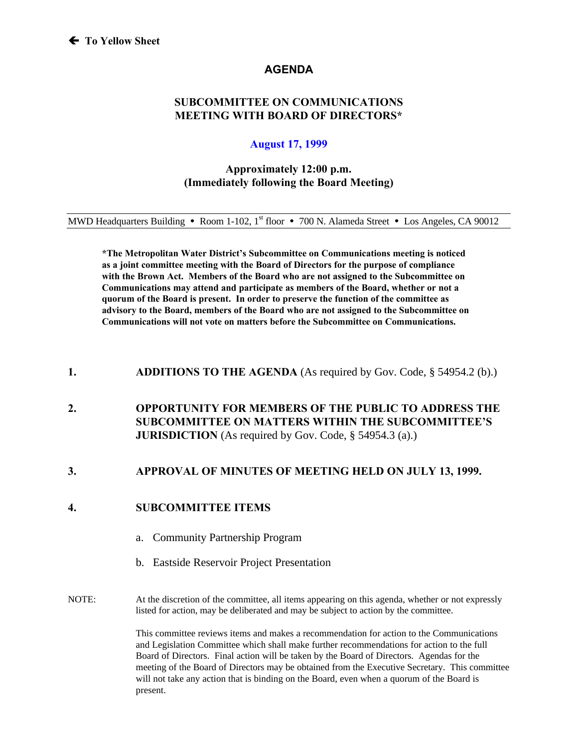🡐 To Yellow Sheet

# AGENDA

## SUBCOMMITTEE ON COMMUNICATIONS MEETING WITH BOARD OF DIRECTORS*

**August 17, 1999**

**Approximately 12:00 p.m.**
**(Immediately following the Board Meeting)**

---

MWD Headquarters Building • Room 1-102, 1st floor • 700 N. Alameda Street • Los Angeles, CA 90012

---

**\*The Metropolitan Water District's Subcommittee on Communications meeting is noticed as a joint committee meeting with the Board of Directors for the purpose of compliance with the Brown Act. Members of the Board who are not assigned to the Subcommittee on Communications may attend and participate as members of the Board, whether or not a quorum of the Board is present. In order to preserve the function of the committee as advisory to the Board, members of the Board who are not assigned to the Subcommittee on Communications will not vote on matters before the Subcommittee on Communications.**

1. **ADDITIONS TO THE AGENDA** (As required by Gov. Code, § 54954.2 (b).)

2. **OPPORTUNITY FOR MEMBERS OF THE PUBLIC TO ADDRESS THE SUBCOMMITTEE ON MATTERS WITHIN THE SUBCOMMITTEE'S JURISDICTION** (As required by Gov. Code, § 54954.3 (a).)

3. **APPROVAL OF MINUTES OF MEETING HELD ON JULY 13, 1999.**

4. **SUBCOMMITTEE ITEMS**

   a. Community Partnership Program

   b. Eastside Reservoir Project Presentation

NOTE: At the discretion of the committee, all items appearing on this agenda, whether or not expressly listed for action, may be deliberated and may be subject to action by the committee.

This committee reviews items and makes a recommendation for action to the Communications and Legislation Committee which shall make further recommendations for action to the full Board of Directors. Final action will be taken by the Board of Directors. Agendas for the meeting of the Board of Directors may be obtained from the Executive Secretary. This committee will not take any action that is binding on the Board, even when a quorum of the Board is present.